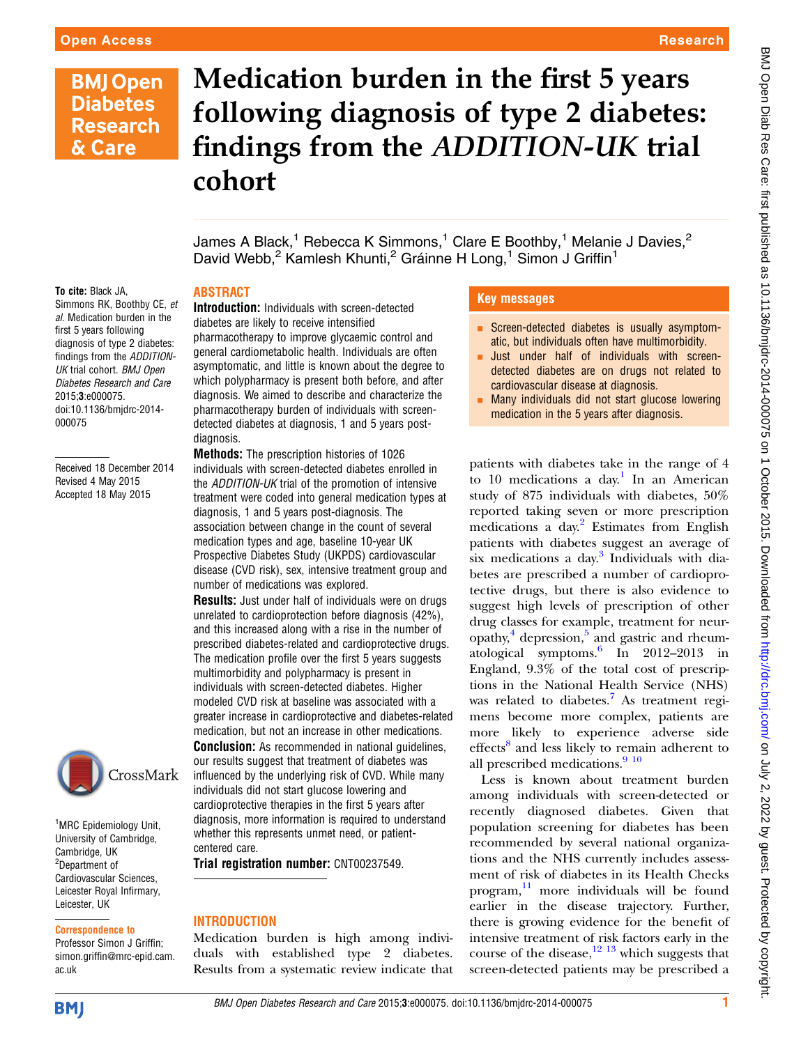# Medication burden in the first 5 years following diagnosis of type 2 diabetes: findings from the *ADDITION-UK* trial cohort

James A Black,[1] Rebecca K Simmons,[1] Clare E Boothby,[1] Melanie J Davies,[2] David Webb,[2] Kamlesh Khunti,[2] Gráinne H Long,[1] Simon J Griffin[1]

**To cite:** Black JA, Simmons RK, Boothby CE, *et al*. Medication burden in the first 5 years following diagnosis of type 2 diabetes: findings from the *ADDITION-UK* trial cohort. *BMJ Open Diabetes Research and Care* 2015;**3**:e000075. doi:10.1136/bmjdrc-2014-000075

Received 18 December 2014
Revised 4 May 2015
Accepted 18 May 2015

[1]MRC Epidemiology Unit, University of Cambridge, Cambridge, UK
[2]Department of Cardiovascular Sciences, Leicester Royal Infirmary, Leicester, UK

**Correspondence to**
Professor Simon J Griffin; simon.griffin@mrc-epid.cam.ac.uk

## ABSTRACT

**Introduction:** Individuals with screen-detected diabetes are likely to receive intensified pharmacotherapy to improve glycaemic control and general cardiometabolic health. Individuals are often asymptomatic, and little is known about the degree to which polypharmacy is present both before, and after diagnosis. We aimed to describe and characterize the pharmacotherapy burden of individuals with screen-detected diabetes at diagnosis, 1 and 5 years post-diagnosis.

**Methods:** The prescription histories of 1026 individuals with screen-detected diabetes enrolled in the *ADDITION-UK* trial of the promotion of intensive treatment were coded into general medication types at diagnosis, 1 and 5 years post-diagnosis. The association between change in the count of several medication types and age, baseline 10-year UK Prospective Diabetes Study (UKPDS) cardiovascular disease (CVD risk), sex, intensive treatment group and number of medications was explored.

**Results:** Just under half of individuals were on drugs unrelated to cardioprotection before diagnosis (42%), and this increased along with a rise in the number of prescribed diabetes-related and cardioprotective drugs. The medication profile over the first 5 years suggests multimorbidity and polypharmacy is present in individuals with screen-detected diabetes. Higher modeled CVD risk at baseline was associated with a greater increase in cardioprotective and diabetes-related medication, but not an increase in other medications.

**Conclusion:** As recommended in national guidelines, our results suggest that treatment of diabetes was influenced by the underlying risk of CVD. While many individuals did not start glucose lowering and cardioprotective therapies in the first 5 years after diagnosis, more information is required to understand whether this represents unmet need, or patient-centered care.

**Trial registration number:** CNT00237549.

## Key messages

- Screen-detected diabetes is usually asymptomatic, but individuals often have multimorbidity.
- Just under half of individuals with screen-detected diabetes are on drugs not related to cardiovascular disease at diagnosis.
- Many individuals did not start glucose lowering medication in the 5 years after diagnosis.

## INTRODUCTION

Medication burden is high among individuals with established type 2 diabetes. Results from a systematic review indicate that patients with diabetes take in the range of 4 to 10 medications a day.[1] In an American study of 875 individuals with diabetes, 50% reported taking seven or more prescription medications a day.[2] Estimates from English patients with diabetes suggest an average of six medications a day.[3] Individuals with diabetes are prescribed a number of cardioprotective drugs, but there is also evidence to suggest high levels of prescription of other drug classes for example, treatment for neuropathy,[4] depression,[5] and gastric and rheumatological symptoms.[6] In 2012–2013 in England, 9.3% of the total cost of prescriptions in the National Health Service (NHS) was related to diabetes.[7] As treatment regimens become more complex, patients are more likely to experience adverse side effects[8] and less likely to remain adherent to all prescribed medications.[9,10]

Less is known about treatment burden among individuals with screen-detected or recently diagnosed diabetes. Given that population screening for diabetes has been recommended by several national organizations and the NHS currently includes assessment of risk of diabetes in its Health Checks program,[11] more individuals will be found earlier in the disease trajectory. Further, there is growing evidence for the benefit of intensive treatment of risk factors early in the course of the disease,[12,13] which suggests that screen-detected patients may be prescribed a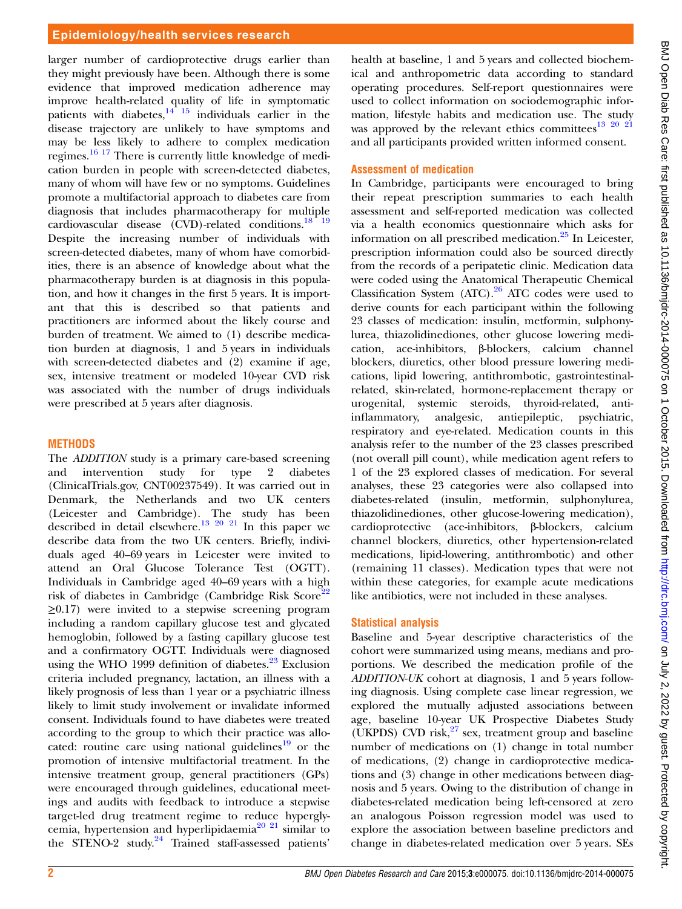larger number of cardioprotective drugs earlier than they might previously have been. Although there is some evidence that improved medication adherence may improve health-related quality of life in symptomatic patients with diabetes,[14 15] individuals earlier in the disease trajectory are unlikely to have symptoms and may be less likely to adhere to complex medication regimes.[16 17] There is currently little knowledge of medication burden in people with screen-detected diabetes, many of whom will have few or no symptoms. Guidelines promote a multifactorial approach to diabetes care from diagnosis that includes pharmacotherapy for multiple cardiovascular disease (CVD)-related conditions.[18 19] Despite the increasing number of individuals with screen-detected diabetes, many of whom have comorbidities, there is an absence of knowledge about what the pharmacotherapy burden is at diagnosis in this population, and how it changes in the first 5 years. It is important that this is described so that patients and practitioners are informed about the likely course and burden of treatment. We aimed to (1) describe medication burden at diagnosis, 1 and 5 years in individuals with screen-detected diabetes and (2) examine if age, sex, intensive treatment or modeled 10-year CVD risk was associated with the number of drugs individuals were prescribed at 5 years after diagnosis.

## METHODS

The *ADDITION* study is a primary care-based screening and intervention study for type 2 diabetes (ClinicalTrials.gov, CNT00237549). It was carried out in Denmark, the Netherlands and two UK centers (Leicester and Cambridge). The study has been described in detail elsewhere.[13 20 21] In this paper we describe data from the two UK centers. Briefly, individuals aged 40–69 years in Leicester were invited to attend an Oral Glucose Tolerance Test (OGTT). Individuals in Cambridge aged 40–69 years with a high risk of diabetes in Cambridge (Cambridge Risk Score[22] ≥0.17) were invited to a stepwise screening program including a random capillary glucose test and glycated hemoglobin, followed by a fasting capillary glucose test and a confirmatory OGTT. Individuals were diagnosed using the WHO 1999 definition of diabetes.[23] Exclusion criteria included pregnancy, lactation, an illness with a likely prognosis of less than 1 year or a psychiatric illness likely to limit study involvement or invalidate informed consent. Individuals found to have diabetes were treated according to the group to which their practice was allocated: routine care using national guidelines[19] or the promotion of intensive multifactorial treatment. In the intensive treatment group, general practitioners (GPs) were encouraged through guidelines, educational meetings and audits with feedback to introduce a stepwise target-led drug treatment regime to reduce hyperglycemia, hypertension and hyperlipidaemia[20 21] similar to the STENO-2 study.[24] Trained staff-assessed patients' health at baseline, 1 and 5 years and collected biochemical and anthropometric data according to standard operating procedures. Self-report questionnaires were used to collect information on sociodemographic information, lifestyle habits and medication use. The study was approved by the relevant ethics committees[13 20 21] and all participants provided written informed consent.

### Assessment of medication

In Cambridge, participants were encouraged to bring their repeat prescription summaries to each health assessment and self-reported medication was collected via a health economics questionnaire which asks for information on all prescribed medication.[25] In Leicester, prescription information could also be sourced directly from the records of a peripatetic clinic. Medication data were coded using the Anatomical Therapeutic Chemical Classification System (ATC).[26] ATC codes were used to derive counts for each participant within the following 23 classes of medication: insulin, metformin, sulphonylurea, thiazolidinediones, other glucose lowering medication, ace-inhibitors, β-blockers, calcium channel blockers, diuretics, other blood pressure lowering medications, lipid lowering, antithrombotic, gastrointestinal-related, skin-related, hormone-replacement therapy or urogenital, systemic steroids, thyroid-related, anti-inflammatory, analgesic, antiepileptic, psychiatric, respiratory and eye-related. Medication counts in this analysis refer to the number of the 23 classes prescribed (not overall pill count), while medication agent refers to 1 of the 23 explored classes of medication. For several analyses, these 23 categories were also collapsed into diabetes-related (insulin, metformin, sulphonylurea, thiazolidinediones, other glucose-lowering medication), cardioprotective (ace-inhibitors, β-blockers, calcium channel blockers, diuretics, other hypertension-related medications, lipid-lowering, antithrombotic) and other (remaining 11 classes). Medication types that were not within these categories, for example acute medications like antibiotics, were not included in these analyses.

### Statistical analysis

Baseline and 5-year descriptive characteristics of the cohort were summarized using means, medians and proportions. We described the medication profile of the *ADDITION-UK* cohort at diagnosis, 1 and 5 years following diagnosis. Using complete case linear regression, we explored the mutually adjusted associations between age, baseline 10-year UK Prospective Diabetes Study (UKPDS) CVD risk,[27] sex, treatment group and baseline number of medications on (1) change in total number of medications, (2) change in cardioprotective medications and (3) change in other medications between diagnosis and 5 years. Owing to the distribution of change in diabetes-related medication being left-censored at zero an analogous Poisson regression model was used to explore the association between baseline predictors and change in diabetes-related medication over 5 years. SEs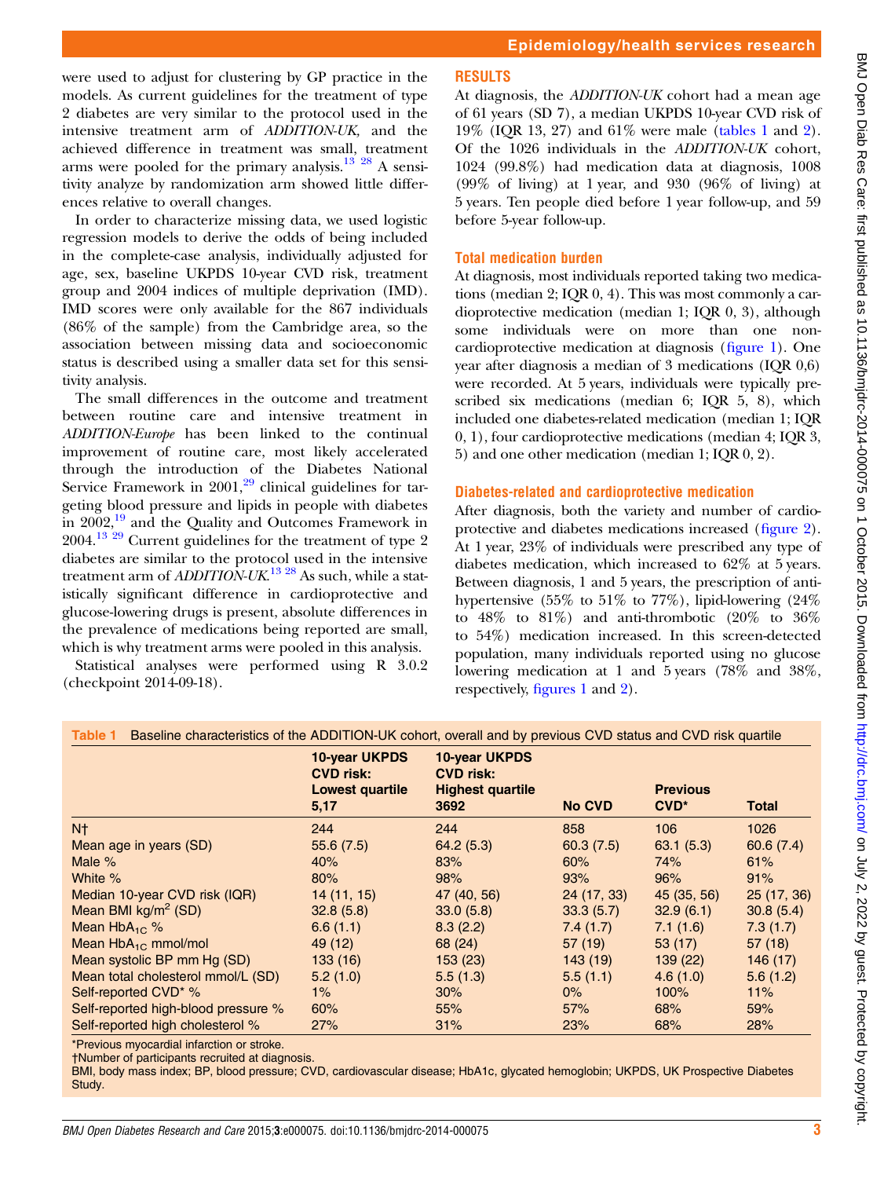were used to adjust for clustering by GP practice in the models. As current guidelines for the treatment of type 2 diabetes are very similar to the protocol used in the intensive treatment arm of *ADDITION-UK,* and the achieved difference in treatment was small, treatment arms were pooled for the primary analysis.[13 28] A sensitivity analyze by randomization arm showed little differences relative to overall changes.

In order to characterize missing data, we used logistic regression models to derive the odds of being included in the complete-case analysis, individually adjusted for age, sex, baseline UKPDS 10-year CVD risk, treatment group and 2004 indices of multiple deprivation (IMD). IMD scores were only available for the 867 individuals (86% of the sample) from the Cambridge area, so the association between missing data and socioeconomic status is described using a smaller data set for this sensitivity analysis.

The small differences in the outcome and treatment between routine care and intensive treatment in *ADDITION-Europe* has been linked to the continual improvement of routine care, most likely accelerated through the introduction of the Diabetes National Service Framework in 2001,[29] clinical guidelines for targeting blood pressure and lipids in people with diabetes in 2002,[19] and the Quality and Outcomes Framework in 2004.[13 29] Current guidelines for the treatment of type 2 diabetes are similar to the protocol used in the intensive treatment arm of *ADDITION-UK*.[13 28] As such, while a statistically significant difference in cardioprotective and glucose-lowering drugs is present, absolute differences in the prevalence of medications being reported are small, which is why treatment arms were pooled in this analysis.

Statistical analyses were performed using R 3.0.2 (checkpoint 2014-09-18).

## RESULTS

At diagnosis, the *ADDITION-UK* cohort had a mean age of 61 years (SD 7), a median UKPDS 10-year CVD risk of 19% (IQR 13, 27) and 61% were male (tables 1 and 2). Of the 1026 individuals in the *ADDITION-UK* cohort, 1024 (99.8%) had medication data at diagnosis, 1008 (99% of living) at 1 year, and 930 (96% of living) at 5 years. Ten people died before 1 year follow-up, and 59 before 5-year follow-up.

### Total medication burden

At diagnosis, most individuals reported taking two medications (median 2; IQR 0, 4). This was most commonly a cardioprotective medication (median 1; IQR 0, 3), although some individuals were on more than one non-cardioprotective medication at diagnosis (figure 1). One year after diagnosis a median of 3 medications (IQR 0,6) were recorded. At 5 years, individuals were typically prescribed six medications (median 6; IQR 5, 8), which included one diabetes-related medication (median 1; IQR 0, 1), four cardioprotective medications (median 4; IQR 3, 5) and one other medication (median 1; IQR 0, 2).

### Diabetes-related and cardioprotective medication

After diagnosis, both the variety and number of cardioprotective and diabetes medications increased (figure 2). At 1 year, 23% of individuals were prescribed any type of diabetes medication, which increased to 62% at 5 years. Between diagnosis, 1 and 5 years, the prescription of antihypertensive (55% to 51% to 77%), lipid-lowering (24% to 48% to 81%) and anti-thrombotic (20% to 36% to 54%) medication increased. In this screen-detected population, many individuals reported using no glucose lowering medication at 1 and 5 years (78% and 38%, respectively, figures 1 and 2).

**Table 1** Baseline characteristics of the ADDITION-UK cohort, overall and by previous CVD status and CVD risk quartile

| | 10-year UKPDS CVD risk: Lowest quartile 5,17 | 10-year UKPDS CVD risk: Highest quartile 3692 | No CVD | Previous CVD* | Total |
|---|---|---|---|---|---|
| N† | 244 | 244 | 858 | 106 | 1026 |
| Mean age in years (SD) | 55.6 (7.5) | 64.2 (5.3) | 60.3 (7.5) | 63.1 (5.3) | 60.6 (7.4) |
| Male % | 40% | 83% | 60% | 74% | 61% |
| White % | 80% | 98% | 93% | 96% | 91% |
| Median 10-year CVD risk (IQR) | 14 (11, 15) | 47 (40, 56) | 24 (17, 33) | 45 (35, 56) | 25 (17, 36) |
| Mean BMI kg/m$^2$ (SD) | 32.8 (5.8) | 33.0 (5.8) | 33.3 (5.7) | 32.9 (6.1) | 30.8 (5.4) |
| Mean HbA$_{1C}$ % | 6.6 (1.1) | 8.3 (2.2) | 7.4 (1.7) | 7.1 (1.6) | 7.3 (1.7) |
| Mean HbA$_{1C}$ mmol/mol | 49 (12) | 68 (24) | 57 (19) | 53 (17) | 57 (18) |
| Mean systolic BP mm Hg (SD) | 133 (16) | 153 (23) | 143 (19) | 139 (22) | 146 (17) |
| Mean total cholesterol mmol/L (SD) | 5.2 (1.0) | 5.5 (1.3) | 5.5 (1.1) | 4.6 (1.0) | 5.6 (1.2) |
| Self-reported CVD* % | 1% | 30% | 0% | 100% | 11% |
| Self-reported high-blood pressure % | 60% | 55% | 57% | 68% | 59% |
| Self-reported high cholesterol % | 27% | 31% | 23% | 68% | 28% |

*Previous myocardial infarction or stroke.
†Number of participants recruited at diagnosis.
BMI, body mass index; BP, blood pressure; CVD, cardiovascular disease; HbA1c, glycated hemoglobin; UKPDS, UK Prospective Diabetes Study.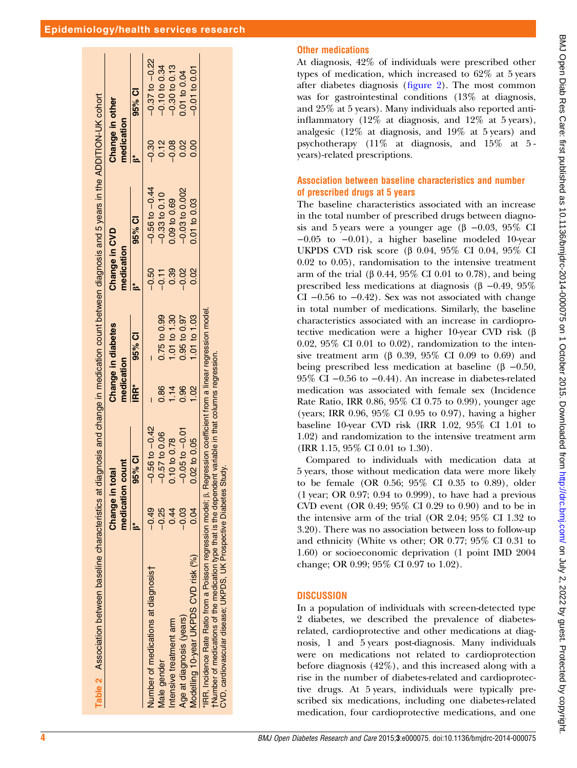**Table 2** Association between baseline characteristics at diagnosis and change in medication count between diagnosis and 5 years in the ADDITION-UK cohort

| | Change in total medication count | | Change in diabetes medication | | Change in CVD medication | | Change in other medication | |
|---|---|---|---|---|---|---|---|---|
| | β* | 95% CI | IRR* | 95% CI | β* | 95% CI | β* | 95% CI |
| Number of medications at diagnosis† | −0.49 | −0.56 to −0.42 | – | – | −0.50 | −0.56 to −0.44 | −0.30 | −0.37 to −0.22 |
| Male gender | −0.25 | −0.57 to 0.06 | 0.86 | 0.75 to 0.99 | −0.11 | −0.33 to 0.10 | 0.12 | −0.10 to 0.34 |
| Intensive treatment arm | 0.44 | 0.10 to 0.78 | 1.14 | 1.01 to 1.30 | 0.39 | 0.09 to 0.69 | −0.08 | −0.30 to 0.13 |
| Age at diagnosis (years) | −0.03 | −0.05 to −0.01 | 0.96 | 0.95 to 0.97 | −0.02 | −0.03 to 0.002 | 0.02 | 0.01 to 0.04 |
| Modelling 10-year UKPDS CVD risk (%) | 0.04 | 0.02 to 0.05 | 1.02 | 1.01 to 1.03 | 0.02 | 0.01 to 0.03 | 0.00 | −0.01 to 0.01 |

*IRR, Incidence Rate Ratio from a Poisson regression model; β, Regression coefficient from a linear regression model.
†Number of medications of the medication type that is the dependent variable in that columns regression.
CVD, cardiovascular disease; UKPDS, UK Prospective Diabetes Study.

### Other medications

At diagnosis, 42% of individuals were prescribed other types of medication, which increased to 62% at 5 years after diabetes diagnosis (figure 2). The most common was for gastrointestinal conditions (13% at diagnosis, and 25% at 5 years). Many individuals also reported anti-inflammatory (12% at diagnosis, and 12% at 5 years), analgesic (12% at diagnosis, and 19% at 5 years) and psychotherapy (11% at diagnosis, and 15% at 5-years)-related prescriptions.

### Association between baseline characteristics and number of prescribed drugs at 5 years

The baseline characteristics associated with an increase in the total number of prescribed drugs between diagnosis and 5 years were a younger age (β −0.03, 95% CI −0.05 to −0.01), a higher baseline modeled 10-year UKPDS CVD risk score (β 0.04, 95% CI 0.04, 95% CI 0.02 to 0.05), randomisation to the intensive treatment arm of the trial (β 0.44, 95% CI 0.01 to 0.78), and being prescribed less medications at diagnosis (β −0.49, 95% CI −0.56 to −0.42). Sex was not associated with change in total number of medications. Similarly, the baseline characteristics associated with an increase in cardioprotective medication were a higher 10-year CVD risk (β 0.02, 95% CI 0.01 to 0.02), randomization to the intensive treatment arm (β 0.39, 95% CI 0.09 to 0.69) and being prescribed less medication at baseline (β −0.50, 95% CI −0.56 to −0.44). An increase in diabetes-related medication was associated with female sex (Incidence Rate Ratio, IRR 0.86, 95% CI 0.75 to 0.99), younger age (years; IRR 0.96, 95% CI 0.95 to 0.97), having a higher baseline 10-year CVD risk (IRR 1.02, 95% CI 1.01 to 1.02) and randomization to the intensive treatment arm (IRR 1.15, 95% CI 0.01 to 1.30).

Compared to individuals with medication data at 5 years, those without medication data were more likely to be female (OR 0.56; 95% CI 0.35 to 0.89), older (1 year; OR 0.97; 0.94 to 0.999), to have had a previous CVD event (OR 0.49; 95% CI 0.29 to 0.90) and to be in the intensive arm of the trial (OR 2.04; 95% CI 1.32 to 3.20). There was no association between loss to follow-up and ethnicity (White vs other; OR 0.77; 95% CI 0.31 to 1.60) or socioeconomic deprivation (1 point IMD 2004 change; OR 0.99; 95% CI 0.97 to 1.02).

## DISCUSSION

In a population of individuals with screen-detected type 2 diabetes, we described the prevalence of diabetes-related, cardioprotective and other medications at diagnosis, 1 and 5 years post-diagnosis. Many individuals were on medications not related to cardioprotection before diagnosis (42%), and this increased along with a rise in the number of diabetes-related and cardioprotective drugs. At 5 years, individuals were typically prescribed six medications, including one diabetes-related medication, four cardioprotective medications, and one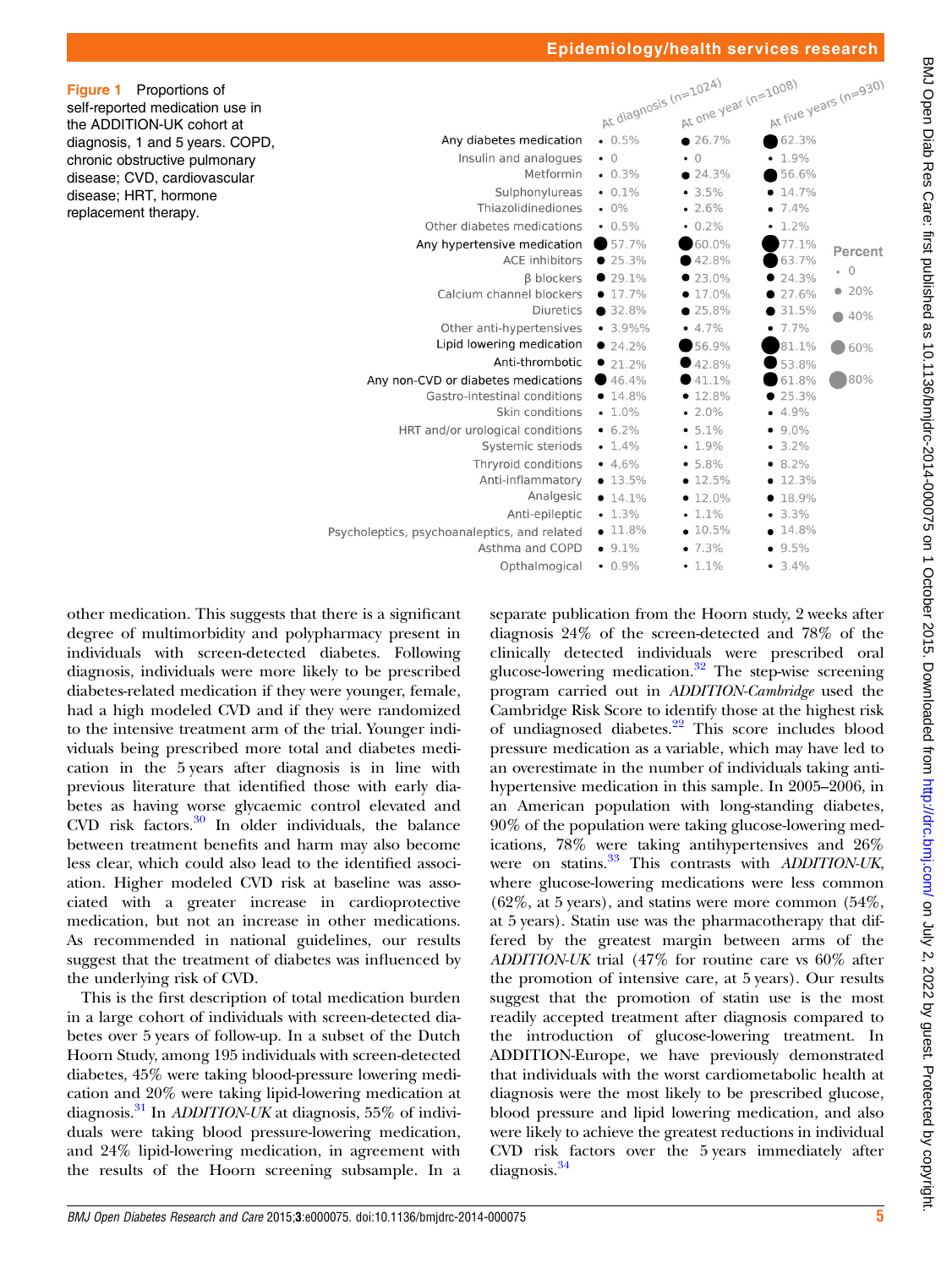**Figure 1** Proportions of self-reported medication use in the ADDITION-UK cohort at diagnosis, 1 and 5 years. COPD, chronic obstructive pulmonary disease; CVD, cardiovascular disease; HRT, hormone replacement therapy.

| | At diagnosis (n=1024) | At one year (n=1008) | At five years (n=930) |
|---|---|---|---|
| Any diabetes medication | 0.5% | 26.7% | 62.3% |
| Insulin and analogues | 0 | 0 | 1.9% |
| Metformin | 0.3% | 24.3% | 56.6% |
| Sulphonylureas | 0.1% | 3.5% | 14.7% |
| Thiazolidinediones | 0% | 2.6% | 7.4% |
| Other diabetes medications | 0.5% | 0.2% | 1.2% |
| Any hypertensive medication | 57.7% | 60.0% | 77.1% |
| ACE inhibitors | 25.3% | 42.8% | 63.7% |
| β blockers | 29.1% | 23.0% | 24.3% |
| Calcium channel blockers | 17.7% | 17.0% | 27.6% |
| Diuretics | 32.8% | 25.8% | 31.5% |
| Other anti-hypertensives | 3.9%% | 4.7% | 7.7% |
| Lipid lowering medication | 24.2% | 56.9% | 81.1% |
| Anti-thrombotic | 21.2% | 42.8% | 53.8% |
| Any non-CVD or diabetes medications | 46.4% | 41.1% | 61.8% |
| Gastro-intestinal conditions | 14.8% | 12.8% | 25.3% |
| Skin conditions | 1.0% | 2.0% | 4.9% |
| HRT and/or urological conditions | 6.2% | 5.1% | 9.0% |
| Systemic steroids | 1.4% | 1.9% | 3.2% |
| Thryroid conditions | 4.6% | 5.8% | 8.2% |
| Anti-inflammatory | 13.5% | 12.5% | 12.3% |
| Analgesic | 14.1% | 12.0% | 18.9% |
| Anti-epileptic | 1.3% | 1.1% | 3.3% |
| Psycholeptics, psychoanaleptics, and related | 11.8% | 10.5% | 14.8% |
| Asthma and COPD | 9.1% | 7.3% | 9.5% |
| Opthalmogical | 0.9% | 1.1% | 3.4% |

Percent: 0, 20%, 40%, 60%, 80%

other medication. This suggests that there is a significant degree of multimorbidity and polypharmacy present in individuals with screen-detected diabetes. Following diagnosis, individuals were more likely to be prescribed diabetes-related medication if they were younger, female, had a high modeled CVD and if they were randomized to the intensive treatment arm of the trial. Younger individuals being prescribed more total and diabetes medication in the 5 years after diagnosis is in line with previous literature that identified those with early diabetes as having worse glycaemic control elevated and CVD risk factors.[30] In older individuals, the balance between treatment benefits and harm may also become less clear, which could also lead to the identified association. Higher modeled CVD risk at baseline was associated with a greater increase in cardioprotective medication, but not an increase in other medications. As recommended in national guidelines, our results suggest that the treatment of diabetes was influenced by the underlying risk of CVD.

This is the first description of total medication burden in a large cohort of individuals with screen-detected diabetes over 5 years of follow-up. In a subset of the Dutch Hoorn Study, among 195 individuals with screen-detected diabetes, 45% were taking blood-pressure lowering medication and 20% were taking lipid-lowering medication at diagnosis.[31] In *ADDITION-UK* at diagnosis, 55% of individuals were taking blood pressure-lowering medication, and 24% lipid-lowering medication, in agreement with the results of the Hoorn screening subsample. In a separate publication from the Hoorn study, 2 weeks after diagnosis 24% of the screen-detected and 78% of the clinically detected individuals were prescribed oral glucose-lowering medication.[32] The step-wise screening program carried out in *ADDITION-Cambridge* used the Cambridge Risk Score to identify those at the highest risk of undiagnosed diabetes.[22] This score includes blood pressure medication as a variable, which may have led to an overestimate in the number of individuals taking antihypertensive medication in this sample. In 2005–2006, in an American population with long-standing diabetes, 90% of the population were taking glucose-lowering medications, 78% were taking antihypertensives and 26% were on statins.[33] This contrasts with *ADDITION-UK*, where glucose-lowering medications were less common (62%, at 5 years), and statins were more common (54%, at 5 years). Statin use was the pharmacotherapy that differed by the greatest margin between arms of the *ADDITION-UK* trial (47% for routine care vs 60% after the promotion of intensive care, at 5 years). Our results suggest that the promotion of statin use is the most readily accepted treatment after diagnosis compared to the introduction of glucose-lowering treatment. In ADDITION-Europe, we have previously demonstrated that individuals with the worst cardiometabolic health at diagnosis were the most likely to be prescribed glucose, blood pressure and lipid lowering medication, and also were likely to achieve the greatest reductions in individual CVD risk factors over the 5 years immediately after diagnosis.[34]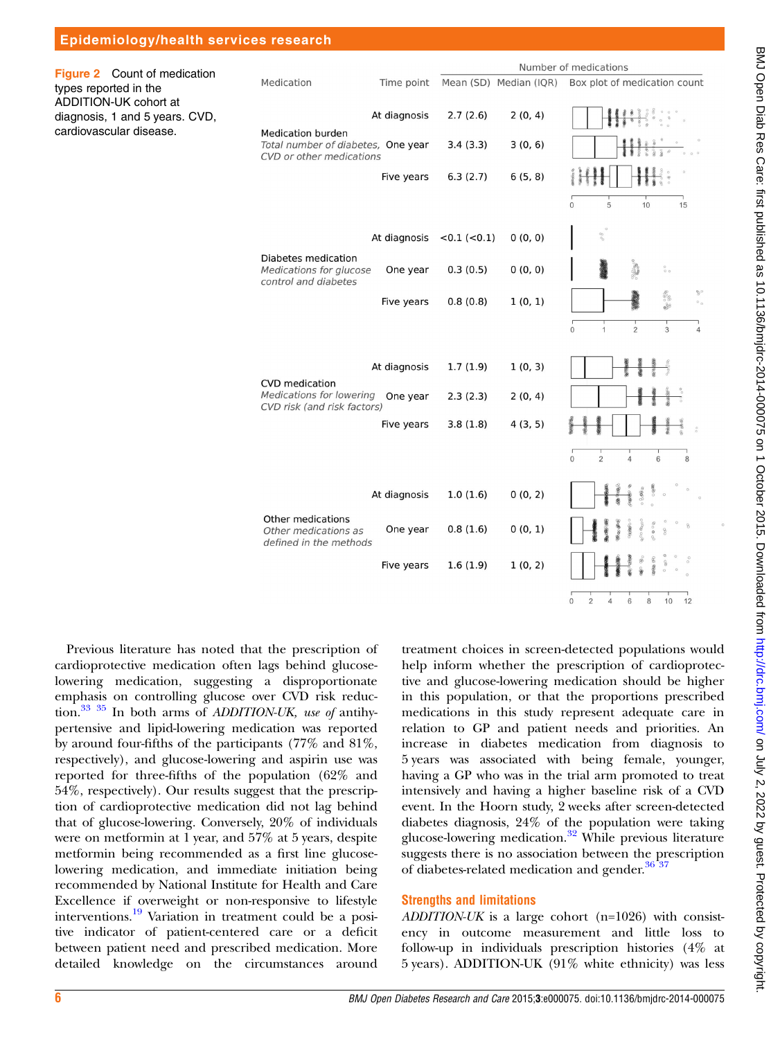**Figure 2** Count of medication types reported in the ADDITION-UK cohort at diagnosis, 1 and 5 years. CVD, cardiovascular disease.

| Medication | Time point | Mean (SD) | Median (IQR) |
|---|---|---|---|
| Medication burden *Total number of diabetes, CVD or other medications* | At diagnosis | 2.7 (2.6) | 2 (0, 4) |
| | One year | 3.4 (3.3) | 3 (0, 6) |
| | Five years | 6.3 (2.7) | 6 (5, 8) |
| Diabetes medication *Medications for glucose control and diabetes* | At diagnosis | <0.1 (<0.1) | 0 (0, 0) |
| | One year | 0.3 (0.5) | 0 (0, 0) |
| | Five years | 0.8 (0.8) | 1 (0, 1) |
| CVD medication *Medications for lowering CVD risk (and risk factors)* | At diagnosis | 1.7 (1.9) | 1 (0, 3) |
| | One year | 2.3 (2.3) | 2 (0, 4) |
| | Five years | 3.8 (1.8) | 4 (3, 5) |
| Other medications *Other medications as defined in the methods* | At diagnosis | 1.0 (1.6) | 0 (0, 2) |
| | One year | 0.8 (1.6) | 0 (0, 1) |
| | Five years | 1.6 (1.9) | 1 (0, 2) |

Previous literature has noted that the prescription of cardioprotective medication often lags behind glucose-lowering medication, suggesting a disproportionate emphasis on controlling glucose over CVD risk reduction.[33 35] In both arms of *ADDITION-UK, use of* antihypertensive and lipid-lowering medication was reported by around four-fifths of the participants (77% and 81%, respectively), and glucose-lowering and aspirin use was reported for three-fifths of the population (62% and 54%, respectively). Our results suggest that the prescription of cardioprotective medication did not lag behind that of glucose-lowering. Conversely, 20% of individuals were on metformin at 1 year, and 57% at 5 years, despite metformin being recommended as a first line glucose-lowering medication, and immediate initiation being recommended by National Institute for Health and Care Excellence if overweight or non-responsive to lifestyle interventions.[19] Variation in treatment could be a positive indicator of patient-centered care or a deficit between patient need and prescribed medication. More detailed knowledge on the circumstances around treatment choices in screen-detected populations would help inform whether the prescription of cardioprotective and glucose-lowering medication should be higher in this population, or that the proportions prescribed medications in this study represent adequate care in relation to GP and patient needs and priorities. An increase in diabetes medication from diagnosis to 5 years was associated with being female, younger, having a GP who was in the trial arm promoted to treat intensively and having a higher baseline risk of a CVD event. In the Hoorn study, 2 weeks after screen-detected diabetes diagnosis, 24% of the population were taking glucose-lowering medication.[32] While previous literature suggests there is no association between the prescription of diabetes-related medication and gender.[36 37]

## Strengths and limitations

*ADDITION-UK* is a large cohort (n=1026) with consistency in outcome measurement and little loss to follow-up in individuals prescription histories (4% at 5 years). ADDITION-UK (91% white ethnicity) was less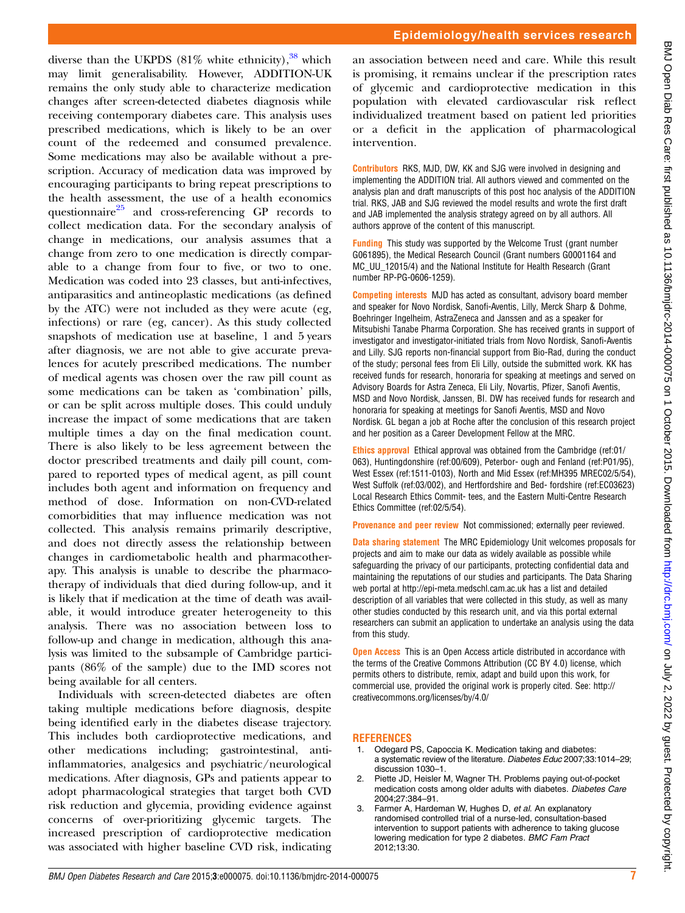diverse than the UKPDS (81% white ethnicity),[38] which may limit generalisability. However, ADDITION-UK remains the only study able to characterize medication changes after screen-detected diabetes diagnosis while receiving contemporary diabetes care. This analysis uses prescribed medications, which is likely to be an over count of the redeemed and consumed prevalence. Some medications may also be available without a prescription. Accuracy of medication data was improved by encouraging participants to bring repeat prescriptions to the health assessment, the use of a health economics questionnaire[25] and cross-referencing GP records to collect medication data. For the secondary analysis of change in medications, our analysis assumes that a change from zero to one medication is directly comparable to a change from four to five, or two to one. Medication was coded into 23 classes, but anti-infectives, antiparasitics and antineoplastic medications (as defined by the ATC) were not included as they were acute (eg, infections) or rare (eg, cancer). As this study collected snapshots of medication use at baseline, 1 and 5 years after diagnosis, we are not able to give accurate prevalences for acutely prescribed medications. The number of medical agents was chosen over the raw pill count as some medications can be taken as 'combination' pills, or can be split across multiple doses. This could unduly increase the impact of some medications that are taken multiple times a day on the final medication count. There is also likely to be less agreement between the doctor prescribed treatments and daily pill count, compared to reported types of medical agent, as pill count includes both agent and information on frequency and method of dose. Information on non-CVD-related comorbidities that may influence medication was not collected. This analysis remains primarily descriptive, and does not directly assess the relationship between changes in cardiometabolic health and pharmacotherapy. This analysis is unable to describe the pharmacotherapy of individuals that died during follow-up, and it is likely that if medication at the time of death was available, it would introduce greater heterogeneity to this analysis. There was no association between loss to follow-up and change in medication, although this analysis was limited to the subsample of Cambridge participants (86% of the sample) due to the IMD scores not being available for all centers.

Individuals with screen-detected diabetes are often taking multiple medications before diagnosis, despite being identified early in the diabetes disease trajectory. This includes both cardioprotective medications, and other medications including; gastrointestinal, anti-inflammatories, analgesics and psychiatric/neurological medications. After diagnosis, GPs and patients appear to adopt pharmacological strategies that target both CVD risk reduction and glycemia, providing evidence against concerns of over-prioritizing glycemic targets. The increased prescription of cardioprotective medication was associated with higher baseline CVD risk, indicating an association between need and care. While this result is promising, it remains unclear if the prescription rates of glycemic and cardioprotective medication in this population with elevated cardiovascular risk reflect individualized treatment based on patient led priorities or a deficit in the application of pharmacological intervention.

**Contributors** RKS, MJD, DW, KK and SJG were involved in designing and implementing the ADDITION trial. All authors viewed and commented on the analysis plan and draft manuscripts of this post hoc analysis of the ADDITION trial. RKS, JAB and SJG reviewed the model results and wrote the first draft and JAB implemented the analysis strategy agreed on by all authors. All authors approve of the content of this manuscript.

**Funding** This study was supported by the Welcome Trust (grant number G061895), the Medical Research Council (Grant numbers G0001164 and MC_UU_12015/4) and the National Institute for Health Research (Grant number RP-PG-0606-1259).

**Competing interests** MJD has acted as consultant, advisory board member and speaker for Novo Nordisk, Sanofi-Aventis, Lilly, Merck Sharp & Dohme, Boehringer Ingelheim, AstraZeneca and Janssen and as a speaker for Mitsubishi Tanabe Pharma Corporation. She has received grants in support of investigator and investigator-initiated trials from Novo Nordisk, Sanofi-Aventis and Lilly. SJG reports non-financial support from Bio-Rad, during the conduct of the study; personal fees from Eli Lilly, outside the submitted work. KK has received funds for research, honoraria for speaking at meetings and served on Advisory Boards for Astra Zeneca, Eli Lily, Novartis, Pfizer, Sanofi Aventis, MSD and Novo Nordisk, Janssen, BI. DW has received funds for research and honoraria for speaking at meetings for Sanofi Aventis, MSD and Novo Nordisk. GL began a job at Roche after the conclusion of this research project and her position as a Career Development Fellow at the MRC.

**Ethics approval** Ethical approval was obtained from the Cambridge (ref:01/063), Huntingdonshire (ref:00/609), Peterbor- ough and Fenland (ref:P01/95), West Essex (ref:1511-0103), North and Mid Essex (ref:MH395 MREC02/5/54), West Suffolk (ref:03/002), and Hertfordshire and Bed- fordshire (ref:EC03623) Local Research Ethics Commit- tees, and the Eastern Multi-Centre Research Ethics Committee (ref:02/5/54).

**Provenance and peer review** Not commissioned; externally peer reviewed.

**Data sharing statement** The MRC Epidemiology Unit welcomes proposals for projects and aim to make our data as widely available as possible while safeguarding the privacy of our participants, protecting confidential data and maintaining the reputations of our studies and participants. The Data Sharing web portal at http://epi-meta.medschl.cam.ac.uk has a list and detailed description of all variables that were collected in this study, as well as many other studies conducted by this research unit, and via this portal external researchers can submit an application to undertake an analysis using the data from this study.

**Open Access** This is an Open Access article distributed in accordance with the terms of the Creative Commons Attribution (CC BY 4.0) license, which permits others to distribute, remix, adapt and build upon this work, for commercial use, provided the original work is properly cited. See: http://creativecommons.org/licenses/by/4.0/

## REFERENCES

1. Odegard PS, Capoccia K. Medication taking and diabetes: a systematic review of the literature. *Diabetes Educ* 2007;33:1014–29; discussion 1030–1.
2. Piette JD, Heisler M, Wagner TH. Problems paying out-of-pocket medication costs among older adults with diabetes. *Diabetes Care* 2004;27:384–91.
3. Farmer A, Hardeman W, Hughes D, *et al*. An explanatory randomised controlled trial of a nurse-led, consultation-based intervention to support patients with adherence to taking glucose lowering medication for type 2 diabetes. *BMC Fam Pract* 2012;13:30.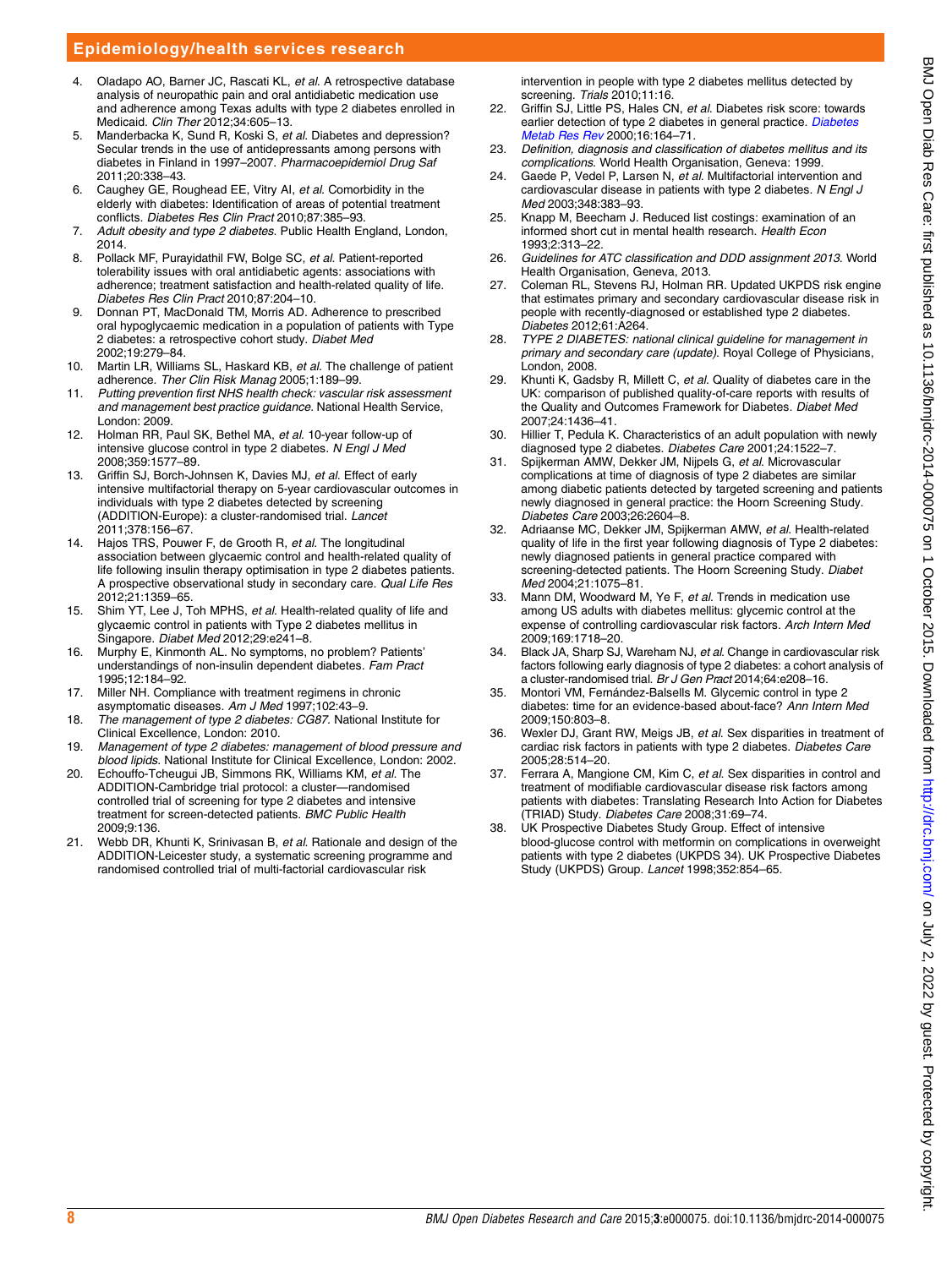4. Oladapo AO, Barner JC, Rascati KL, *et al*. A retrospective database analysis of neuropathic pain and oral antidiabetic medication use and adherence among Texas adults with type 2 diabetes enrolled in Medicaid. *Clin Ther* 2012;34:605–13.
5. Manderbacka K, Sund R, Koski S, *et al*. Diabetes and depression? Secular trends in the use of antidepressants among persons with diabetes in Finland in 1997–2007. *Pharmacoepidemiol Drug Saf* 2011;20:338–43.
6. Caughey GE, Roughead EE, Vitry AI, *et al*. Comorbidity in the elderly with diabetes: Identification of areas of potential treatment conflicts. *Diabetes Res Clin Pract* 2010;87:385–93.
7. *Adult obesity and type 2 diabetes*. Public Health England, London, 2014.
8. Pollack MF, Purayidathil FW, Bolge SC, *et al*. Patient-reported tolerability issues with oral antidiabetic agents: associations with adherence; treatment satisfaction and health-related quality of life. *Diabetes Res Clin Pract* 2010;87:204–10.
9. Donnan PT, MacDonald TM, Morris AD. Adherence to prescribed oral hypoglycaemic medication in a population of patients with Type 2 diabetes: a retrospective cohort study. *Diabet Med* 2002;19:279–84.
10. Martin LR, Williams SL, Haskard KB, *et al*. The challenge of patient adherence. *Ther Clin Risk Manag* 2005;1:189–99.
11. *Putting prevention first NHS health check: vascular risk assessment and management best practice guidance*. National Health Service, London: 2009.
12. Holman RR, Paul SK, Bethel MA, *et al*. 10-year follow-up of intensive glucose control in type 2 diabetes. *N Engl J Med* 2008;359:1577–89.
13. Griffin SJ, Borch-Johnsen K, Davies MJ, *et al*. Effect of early intensive multifactorial therapy on 5-year cardiovascular outcomes in individuals with type 2 diabetes detected by screening (ADDITION-Europe): a cluster-randomised trial. *Lancet* 2011;378:156–67.
14. Hajos TRS, Pouwer F, de Grooth R, *et al*. The longitudinal association between glycaemic control and health-related quality of life following insulin therapy optimisation in type 2 diabetes patients. A prospective observational study in secondary care. *Qual Life Res* 2012;21:1359–65.
15. Shim YT, Lee J, Toh MPHS, *et al*. Health-related quality of life and glycaemic control in patients with Type 2 diabetes mellitus in Singapore. *Diabet Med* 2012;29:e241–8.
16. Murphy E, Kinmonth AL. No symptoms, no problem? Patients' understandings of non-insulin dependent diabetes. *Fam Pract* 1995;12:184–92.
17. Miller NH. Compliance with treatment regimens in chronic asymptomatic diseases. *Am J Med* 1997;102:43–9.
18. *The management of type 2 diabetes: CG87*. National Institute for Clinical Excellence, London: 2010.
19. *Management of type 2 diabetes: management of blood pressure and blood lipids*. National Institute for Clinical Excellence, London: 2002.
20. Echouffo-Tcheugui JB, Simmons RK, Williams KM, *et al*. The ADDITION-Cambridge trial protocol: a cluster—randomised controlled trial of screening for type 2 diabetes and intensive treatment for screen-detected patients. *BMC Public Health* 2009;9:136.
21. Webb DR, Khunti K, Srinivasan B, *et al*. Rationale and design of the ADDITION-Leicester study, a systematic screening programme and randomised controlled trial of multi-factorial cardiovascular risk intervention in people with type 2 diabetes mellitus detected by screening. *Trials* 2010;11:16.
22. Griffin SJ, Little PS, Hales CN, *et al*. Diabetes risk score: towards earlier detection of type 2 diabetes in general practice. *Diabetes Metab Res Rev* 2000;16:164–71.
23. *Definition, diagnosis and classification of diabetes mellitus and its complications*. World Health Organisation, Geneva: 1999.
24. Gaede P, Vedel P, Larsen N, *et al*. Multifactorial intervention and cardiovascular disease in patients with type 2 diabetes. *N Engl J Med* 2003;348:383–93.
25. Knapp M, Beecham J. Reduced list costings: examination of an informed short cut in mental health research. *Health Econ* 1993;2:313–22.
26. *Guidelines for ATC classification and DDD assignment 2013*. World Health Organisation, Geneva, 2013.
27. Coleman RL, Stevens RJ, Holman RR. Updated UKPDS risk engine that estimates primary and secondary cardiovascular disease risk in people with recently-diagnosed or established type 2 diabetes. *Diabetes* 2012;61:A264.
28. *TYPE 2 DIABETES: national clinical guideline for management in primary and secondary care (update)*. Royal College of Physicians, London, 2008.
29. Khunti K, Gadsby R, Millett C, *et al*. Quality of diabetes care in the UK: comparison of published quality-of-care reports with results of the Quality and Outcomes Framework for Diabetes. *Diabet Med* 2007;24:1436–41.
30. Hillier T, Pedula K. Characteristics of an adult population with newly diagnosed type 2 diabetes. *Diabetes Care* 2001;24:1522–7.
31. Spijkerman AMW, Dekker JM, Nijpels G, *et al*. Microvascular complications at time of diagnosis of type 2 diabetes are similar among diabetic patients detected by targeted screening and patients newly diagnosed in general practice: the Hoorn Screening Study. *Diabetes Care* 2003;26:2604–8.
32. Adriaanse MC, Dekker JM, Spijkerman AMW, *et al*. Health-related quality of life in the first year following diagnosis of Type 2 diabetes: newly diagnosed patients in general practice compared with screening-detected patients. The Hoorn Screening Study. *Diabet Med* 2004;21:1075–81.
33. Mann DM, Woodward M, Ye F, *et al*. Trends in medication use among US adults with diabetes mellitus: glycemic control at the expense of controlling cardiovascular risk factors. *Arch Intern Med* 2009;169:1718–20.
34. Black JA, Sharp SJ, Wareham NJ, *et al*. Change in cardiovascular risk factors following early diagnosis of type 2 diabetes: a cohort analysis of a cluster-randomised trial. *Br J Gen Pract* 2014;64:e208–16.
35. Montori VM, Fernández-Balsells M. Glycemic control in type 2 diabetes: time for an evidence-based about-face? *Ann Intern Med* 2009;150:803–8.
36. Wexler DJ, Grant RW, Meigs JB, *et al*. Sex disparities in treatment of cardiac risk factors in patients with type 2 diabetes. *Diabetes Care* 2005;28:514–20.
37. Ferrara A, Mangione CM, Kim C, *et al*. Sex disparities in control and treatment of modifiable cardiovascular disease risk factors among patients with diabetes: Translating Research Into Action for Diabetes (TRIAD) Study. *Diabetes Care* 2008;31:69–74.
38. UK Prospective Diabetes Study Group. Effect of intensive blood-glucose control with metformin on complications in overweight patients with type 2 diabetes (UKPDS 34). UK Prospective Diabetes Study (UKPDS) Group. *Lancet* 1998;352:854–65.